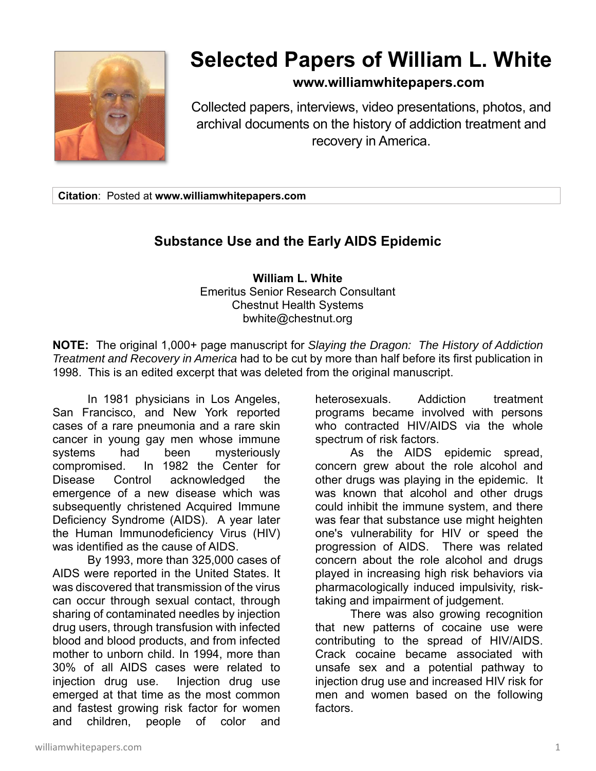# Selected Papers of William L. White

**www.williamwhitepapers.com**

Collected papers, interviews, video presentations, photos, and archival documents on the history of addiction treatment and recovery in America.

**Citation**: Posted at **www.williamwhitepapers.com**

## Substance Use and the Early AIDS Epidemic

**William L. White**
Emeritus Senior Research Consultant
Chestnut Health Systems
bwhite@chestnut.org

**NOTE:** The original 1,000+ page manuscript for *Slaying the Dragon: The History of Addiction Treatment and Recovery in America* had to be cut by more than half before its first publication in 1998. This is an edited excerpt that was deleted from the original manuscript.

In 1981 physicians in Los Angeles, San Francisco, and New York reported cases of a rare pneumonia and a rare skin cancer in young gay men whose immune systems had been mysteriously compromised. In 1982 the Center for Disease Control acknowledged the emergence of a new disease which was subsequently christened Acquired Immune Deficiency Syndrome (AIDS). A year later the Human Immunodeficiency Virus (HIV) was identified as the cause of AIDS.

By 1993, more than 325,000 cases of AIDS were reported in the United States. It was discovered that transmission of the virus can occur through sexual contact, through sharing of contaminated needles by injection drug users, through transfusion with infected blood and blood products, and from infected mother to unborn child. In 1994, more than 30% of all AIDS cases were related to injection drug use. Injection drug use emerged at that time as the most common and fastest growing risk factor for women and children, people of color and heterosexuals. Addiction treatment programs became involved with persons who contracted HIV/AIDS via the whole spectrum of risk factors.

As the AIDS epidemic spread, concern grew about the role alcohol and other drugs was playing in the epidemic. It was known that alcohol and other drugs could inhibit the immune system, and there was fear that substance use might heighten one's vulnerability for HIV or speed the progression of AIDS. There was related concern about the role alcohol and drugs played in increasing high risk behaviors via pharmacologically induced impulsivity, risk-taking and impairment of judgement.

There was also growing recognition that new patterns of cocaine use were contributing to the spread of HIV/AIDS. Crack cocaine became associated with unsafe sex and a potential pathway to injection drug use and increased HIV risk for men and women based on the following factors.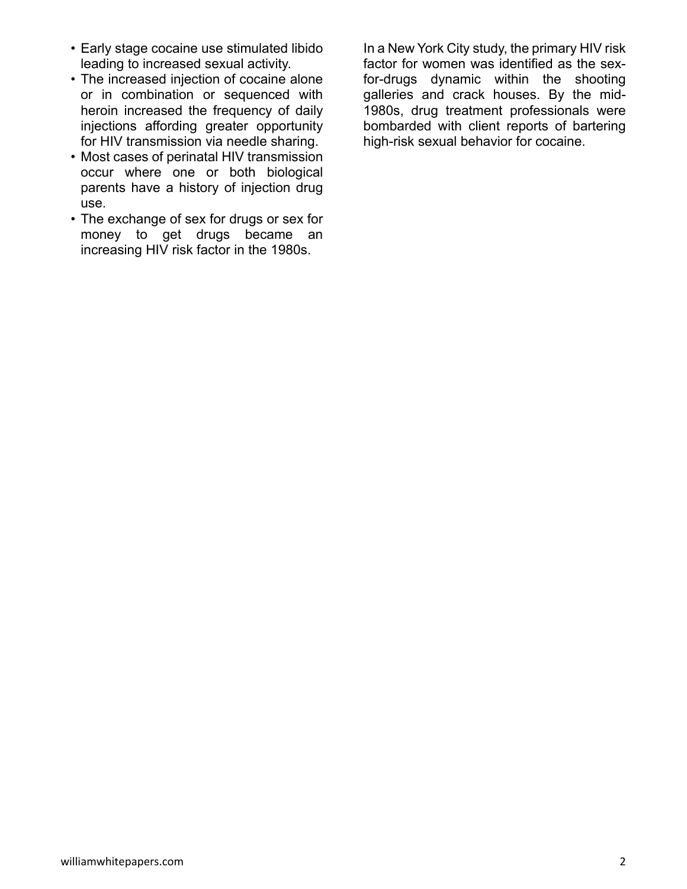- Early stage cocaine use stimulated libido leading to increased sexual activity.
- The increased injection of cocaine alone or in combination or sequenced with heroin increased the frequency of daily injections affording greater opportunity for HIV transmission via needle sharing.
- Most cases of perinatal HIV transmission occur where one or both biological parents have a history of injection drug use.
- The exchange of sex for drugs or sex for money to get drugs became an increasing HIV risk factor in the 1980s.

In a New York City study, the primary HIV risk factor for women was identified as the sex-for-drugs dynamic within the shooting galleries and crack houses. By the mid-1980s, drug treatment professionals were bombarded with client reports of bartering high-risk sexual behavior for cocaine.